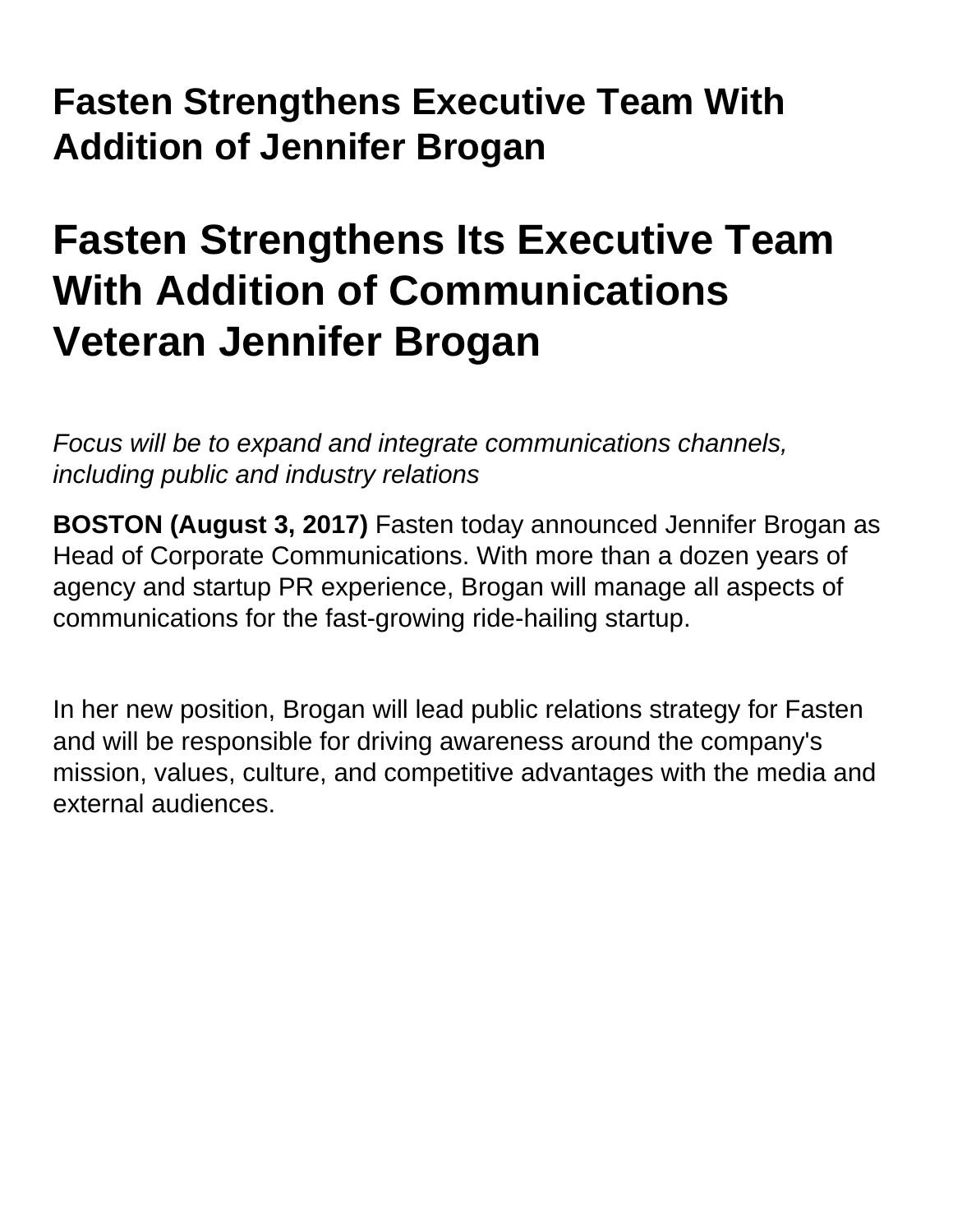# Fasten Strengthens Executive Team With Addition of Jennifer Brogan

# Fasten Strengthens Its Executive Team With Addition of Communications Veteran Jennifer Brogan

*Focus will be to expand and integrate communications channels, including public and industry relations*

**BOSTON (August 3, 2017)** Fasten today announced Jennifer Brogan as Head of Corporate Communications. With more than a dozen years of agency and startup PR experience, Brogan will manage all aspects of communications for the fast-growing ride-hailing startup.

In her new position, Brogan will lead public relations strategy for Fasten and will be responsible for driving awareness around the company's mission, values, culture, and competitive advantages with the media and external audiences.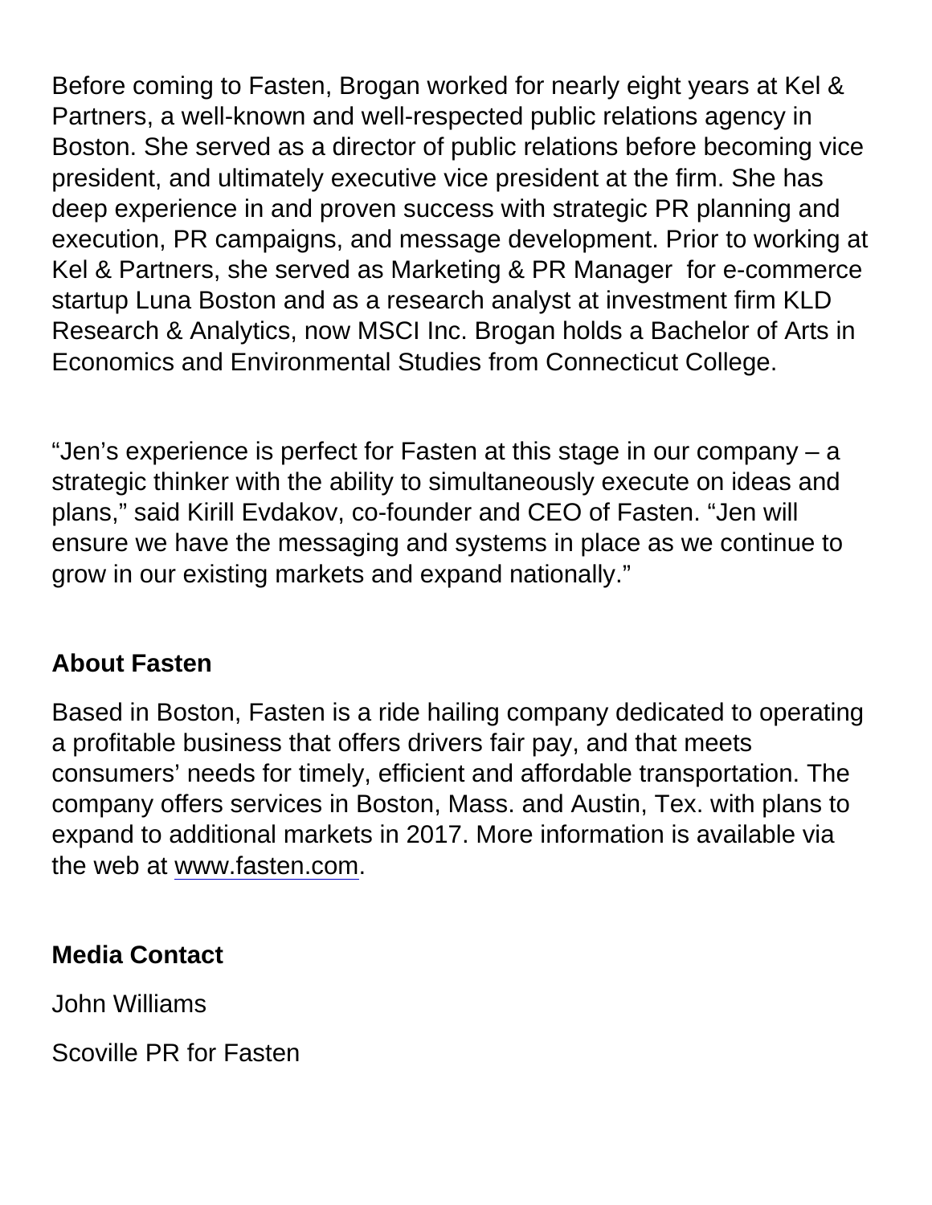Before coming to Fasten, Brogan worked for nearly eight years at Kel & Partners, a well-known and well-respected public relations agency in Boston. She served as a director of public relations before becoming vice president, and ultimately executive vice president at the firm. She has deep experience in and proven success with strategic PR planning and execution, PR campaigns, and message development. Prior to working at Kel & Partners, she served as Marketing & PR Manager  for e-commerce startup Luna Boston and as a research analyst at investment firm KLD Research & Analytics, now MSCI Inc. Brogan holds a Bachelor of Arts in Economics and Environmental Studies from Connecticut College.

"Jen's experience is perfect for Fasten at this stage in our company – a strategic thinker with the ability to simultaneously execute on ideas and plans," said Kirill Evdakov, co-founder and CEO of Fasten. "Jen will ensure we have the messaging and systems in place as we continue to grow in our existing markets and expand nationally."

**About Fasten**

Based in Boston, Fasten is a ride hailing company dedicated to operating a profitable business that offers drivers fair pay, and that meets consumers' needs for timely, efficient and affordable transportation. The company offers services in Boston, Mass. and Austin, Tex. with plans to expand to additional markets in 2017. More information is available via the web at [www.fasten.com](http://www.fasten.com).

**Media Contact**

John Williams

Scoville PR for Fasten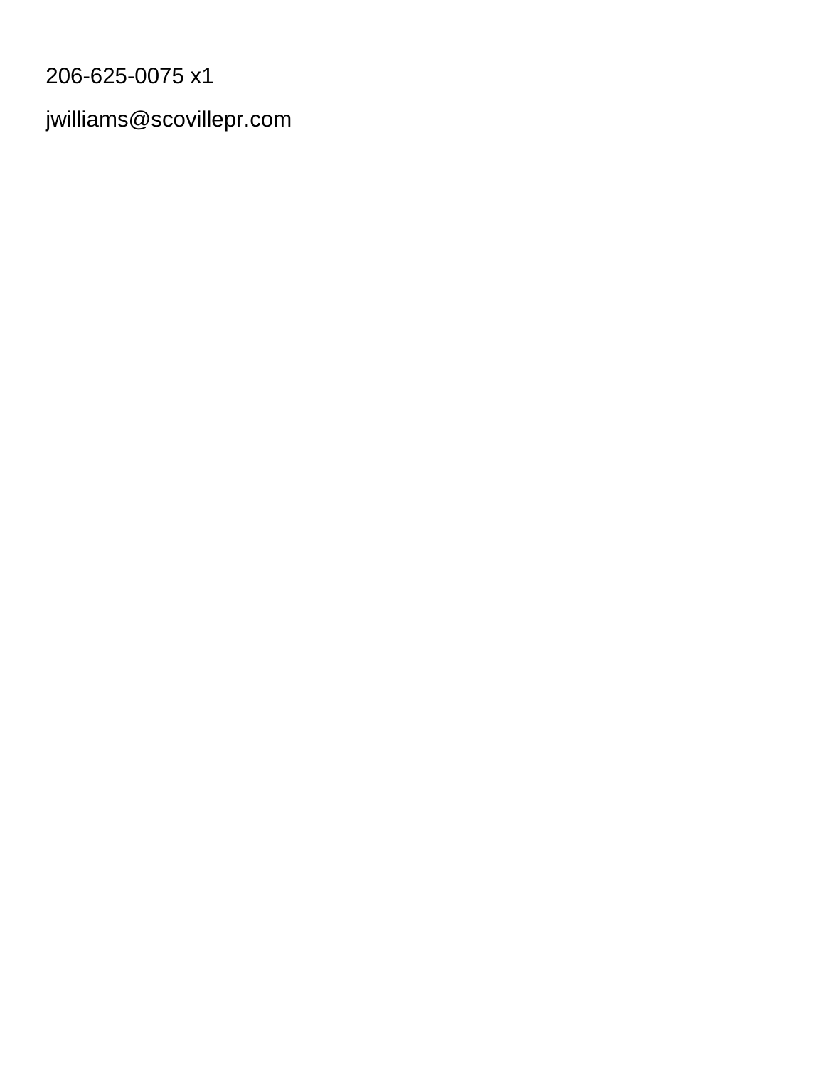206-625-0075 x1

jwilliams@scovillepr.com